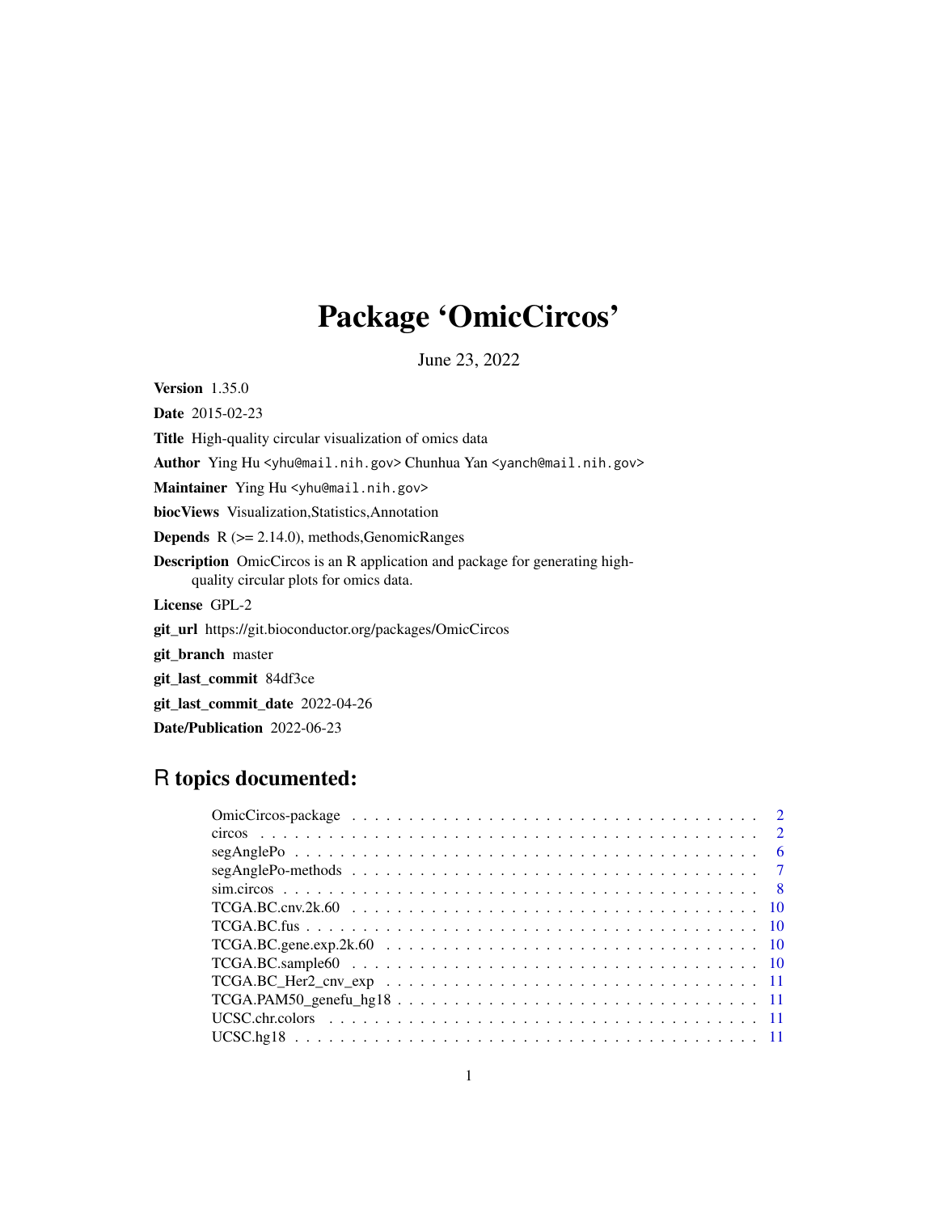# Package 'OmicCircos'

June 23, 2022

**Version** 1.35.0

**Date** 2015-02-23

**Title** High-quality circular visualization of omics data

**Author** Ying Hu <yhu@mail.nih.gov> Chunhua Yan <yanch@mail.nih.gov>

**Maintainer** Ying Hu <yhu@mail.nih.gov>

**biocViews** Visualization,Statistics,Annotation

**Depends** R (>= 2.14.0), methods,GenomicRanges

**Description** OmicCircos is an R application and package for generating high-quality circular plots for omics data.

**License** GPL-2

**git_url** https://git.bioconductor.org/packages/OmicCircos

**git_branch** master

**git_last_commit** 84df3ce

**git_last_commit_date** 2022-04-26

**Date/Publication** 2022-06-23

## R topics documented:

- OmicCircos-package . . . . . . . . . . . . . . . . . . . . . . . . . . . . . . . . . . 2
- circos . . . . . . . . . . . . . . . . . . . . . . . . . . . . . . . . . . . . . . . . . . 2
- segAnglePo . . . . . . . . . . . . . . . . . . . . . . . . . . . . . . . . . . . . . . . 6
- segAnglePo-methods . . . . . . . . . . . . . . . . . . . . . . . . . . . . . . . . . . 7
- sim.circos . . . . . . . . . . . . . . . . . . . . . . . . . . . . . . . . . . . . . . . 8
- TCGA.BC.cnv.2k.60 . . . . . . . . . . . . . . . . . . . . . . . . . . . . . . . . . . 10
- TCGA.BC.fus . . . . . . . . . . . . . . . . . . . . . . . . . . . . . . . . . . . . . . 10
- TCGA.BC.gene.exp.2k.60 . . . . . . . . . . . . . . . . . . . . . . . . . . . . . . . 10
- TCGA.BC.sample60 . . . . . . . . . . . . . . . . . . . . . . . . . . . . . . . . . . 10
- TCGA.BC_Her2_cnv_exp . . . . . . . . . . . . . . . . . . . . . . . . . . . . . . . . 11
- TCGA.PAM50_genefu_hg18 . . . . . . . . . . . . . . . . . . . . . . . . . . . . . . . 11
- UCSC.chr.colors . . . . . . . . . . . . . . . . . . . . . . . . . . . . . . . . . . . 11
- UCSC.hg18 . . . . . . . . . . . . . . . . . . . . . . . . . . . . . . . . . . . . . . 11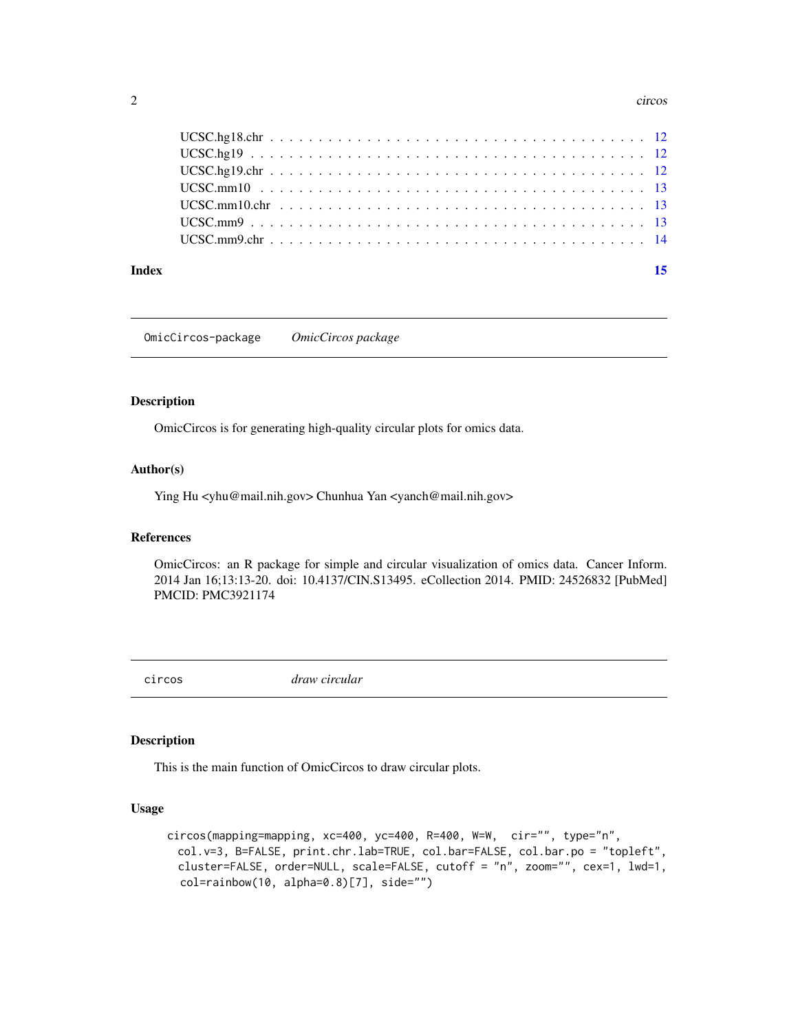UCSC.hg18.chr . . . . . . . . . . . . . . . . . . . . . . . . . . . . . . . . . . . . 12
UCSC.hg19 . . . . . . . . . . . . . . . . . . . . . . . . . . . . . . . . . . . . . . 12
UCSC.hg19.chr . . . . . . . . . . . . . . . . . . . . . . . . . . . . . . . . . . . . 12
UCSC.mm10 . . . . . . . . . . . . . . . . . . . . . . . . . . . . . . . . . . . . . . 13
UCSC.mm10.chr . . . . . . . . . . . . . . . . . . . . . . . . . . . . . . . . . . . . 13
UCSC.mm9 . . . . . . . . . . . . . . . . . . . . . . . . . . . . . . . . . . . . . . . 13
UCSC.mm9.chr . . . . . . . . . . . . . . . . . . . . . . . . . . . . . . . . . . . . . 14

**Index** **15**

---

## OmicCircos-package *OmicCircos package*

---

### Description

OmicCircos is for generating high-quality circular plots for omics data.

### Author(s)

Ying Hu <yhu@mail.nih.gov> Chunhua Yan <yanch@mail.nih.gov>

### References

OmicCircos: an R package for simple and circular visualization of omics data. Cancer Inform. 2014 Jan 16;13:13-20. doi: 10.4137/CIN.S13495. eCollection 2014. PMID: 24526832 [PubMed] PMCID: PMC3921174

---

## circos *draw circular*

---

### Description

This is the main function of OmicCircos to draw circular plots.

### Usage

```
circos(mapping=mapping, xc=400, yc=400, R=400, W=W,  cir="", type="n",
  col.v=3, B=FALSE, print.chr.lab=TRUE, col.bar=FALSE, col.bar.po = "topleft",
  cluster=FALSE, order=NULL, scale=FALSE, cutoff = "n", zoom="", cex=1, lwd=1,
   col=rainbow(10, alpha=0.8)[7], side="")
```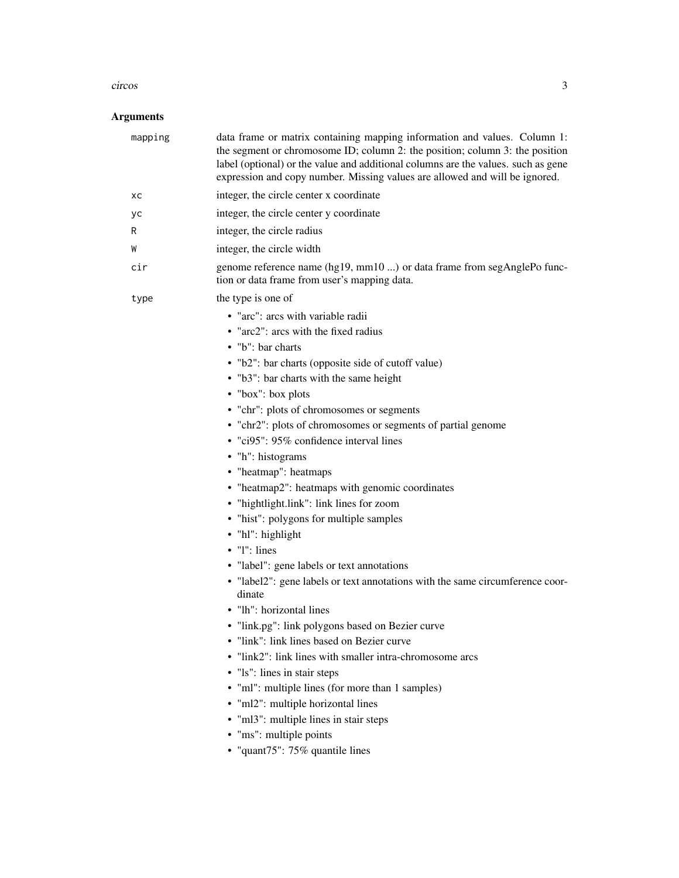## Arguments

| | |
|---|---|
| `mapping` | data frame or matrix containing mapping information and values. Column 1: the segment or chromosome ID; column 2: the position; column 3: the position label (optional) or the value and additional columns are the values. such as gene expression and copy number. Missing values are allowed and will be ignored. |
| `xc` | integer, the circle center x coordinate |
| `yc` | integer, the circle center y coordinate |
| `R` | integer, the circle radius |
| `W` | integer, the circle width |
| `cir` | genome reference name (hg19, mm10 ...) or data frame from segAnglePo function or data frame from user's mapping data. |
| `type` | the type is one of |

- "arc": arcs with variable radii
- "arc2": arcs with the fixed radius
- "b": bar charts
- "b2": bar charts (opposite side of cutoff value)
- "b3": bar charts with the same height
- "box": box plots
- "chr": plots of chromosomes or segments
- "chr2": plots of chromosomes or segments of partial genome
- "ci95": 95% confidence interval lines
- "h": histograms
- "heatmap": heatmaps
- "heatmap2": heatmaps with genomic coordinates
- "hightlight.link": link lines for zoom
- "hist": polygons for multiple samples
- "hl": highlight
- "l": lines
- "label": gene labels or text annotations
- "label2": gene labels or text annotations with the same circumference coordinate
- "lh": horizontal lines
- "link.pg": link polygons based on Bezier curve
- "link": link lines based on Bezier curve
- "link2": link lines with smaller intra-chromosome arcs
- "ls": lines in stair steps
- "ml": multiple lines (for more than 1 samples)
- "ml2": multiple horizontal lines
- "ml3": multiple lines in stair steps
- "ms": multiple points
- "quant75": 75% quantile lines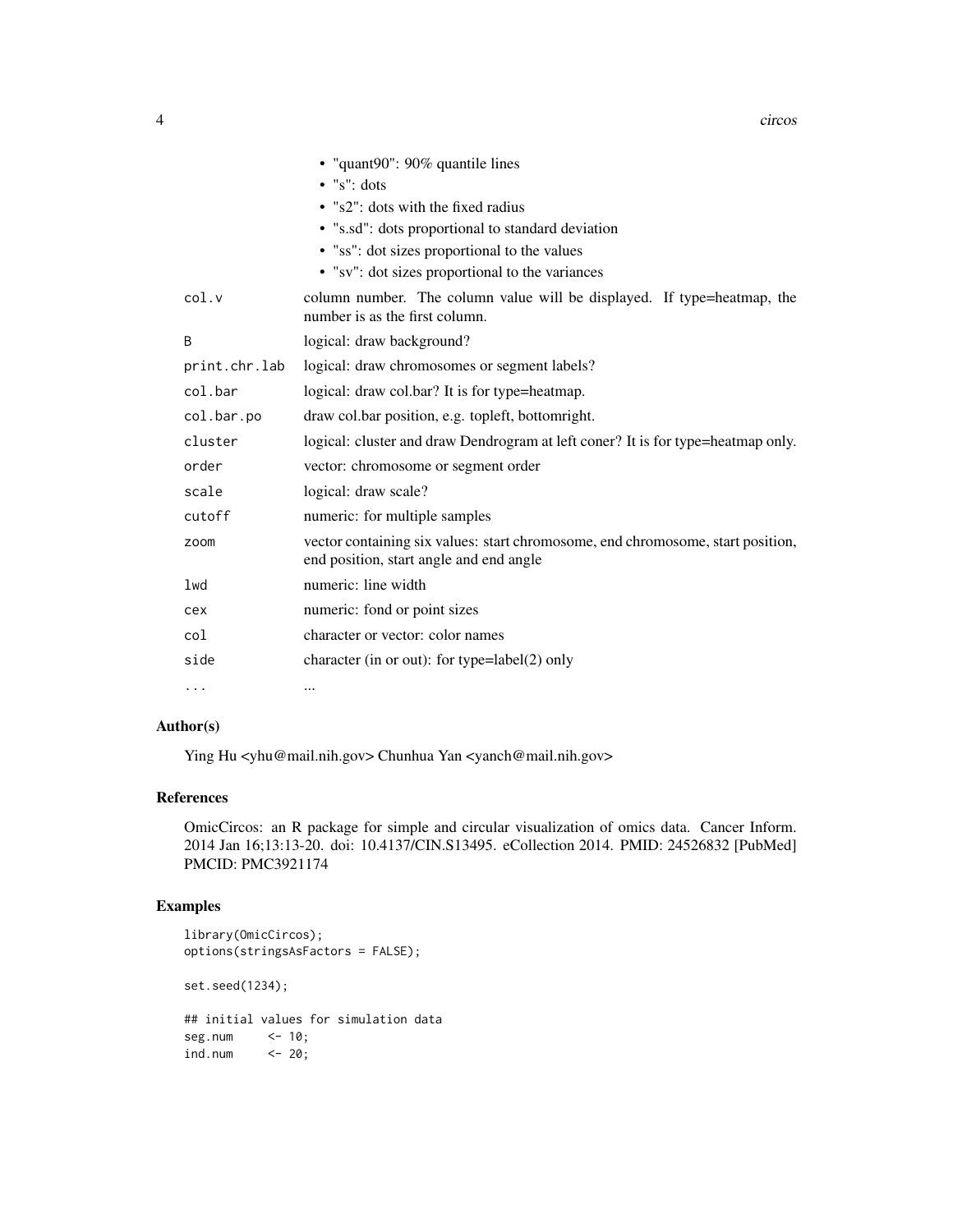- "quant90": 90% quantile lines
- "s": dots
- "s2": dots with the fixed radius
- "s.sd": dots proportional to standard deviation
- "ss": dot sizes proportional to the values
- "sv": dot sizes proportional to the variances

| | |
|---|---|
| `col.v` | column number. The column value will be displayed. If type=heatmap, the number is as the first column. |
| `B` | logical: draw background? |
| `print.chr.lab` | logical: draw chromosomes or segment labels? |
| `col.bar` | logical: draw col.bar? It is for type=heatmap. |
| `col.bar.po` | draw col.bar position, e.g. topleft, bottomright. |
| `cluster` | logical: cluster and draw Dendrogram at left coner? It is for type=heatmap only. |
| `order` | vector: chromosome or segment order |
| `scale` | logical: draw scale? |
| `cutoff` | numeric: for multiple samples |
| `zoom` | vector containing six values: start chromosome, end chromosome, start position, end position, start angle and end angle |
| `lwd` | numeric: line width |
| `cex` | numeric: fond or point sizes |
| `col` | character or vector: color names |
| `side` | character (in or out): for type=label(2) only |
| `...` | ... |

## Author(s)

Ying Hu <yhu@mail.nih.gov> Chunhua Yan <yanch@mail.nih.gov>

## References

OmicCircos: an R package for simple and circular visualization of omics data. Cancer Inform. 2014 Jan 16;13:13-20. doi: 10.4137/CIN.S13495. eCollection 2014. PMID: 24526832 [PubMed] PMCID: PMC3921174

## Examples

```
library(OmicCircos);
options(stringsAsFactors = FALSE);

set.seed(1234);

## initial values for simulation data
seg.num     <- 10;
ind.num     <- 20;
```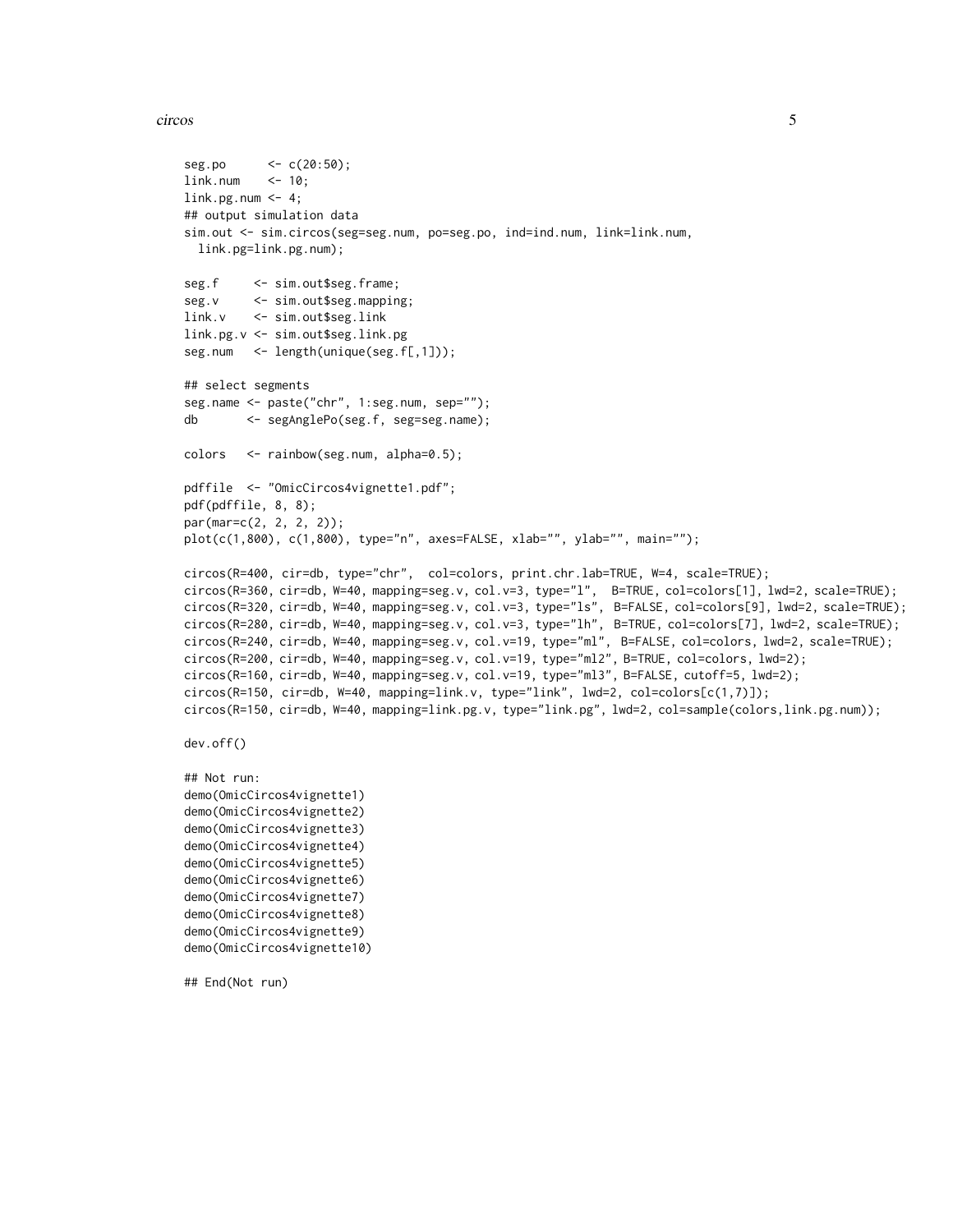```
seg.po      <- c(20:50);
link.num    <- 10;
link.pg.num <- 4;
## output simulation data
sim.out <- sim.circos(seg=seg.num, po=seg.po, ind=ind.num, link=link.num,
  link.pg=link.pg.num);

seg.f     <- sim.out$seg.frame;
seg.v     <- sim.out$seg.mapping;
link.v    <- sim.out$seg.link
link.pg.v <- sim.out$seg.link.pg
seg.num   <- length(unique(seg.f[,1]));

## select segments
seg.name <- paste("chr", 1:seg.num, sep="");
db       <- segAnglePo(seg.f, seg=seg.name);

colors   <- rainbow(seg.num, alpha=0.5);

pdffile  <- "OmicCircos4vignette1.pdf";
pdf(pdffile, 8, 8);
par(mar=c(2, 2, 2, 2));
plot(c(1,800), c(1,800), type="n", axes=FALSE, xlab="", ylab="", main="");

circos(R=400, cir=db, type="chr",  col=colors, print.chr.lab=TRUE, W=4, scale=TRUE);
circos(R=360, cir=db, W=40, mapping=seg.v, col.v=3, type="l",  B=TRUE, col=colors[1], lwd=2, scale=TRUE);
circos(R=320, cir=db, W=40, mapping=seg.v, col.v=3, type="ls", B=FALSE, col=colors[9], lwd=2, scale=TRUE);
circos(R=280, cir=db, W=40, mapping=seg.v, col.v=3, type="lh", B=TRUE, col=colors[7], lwd=2, scale=TRUE);
circos(R=240, cir=db, W=40, mapping=seg.v, col.v=19, type="ml", B=FALSE, col=colors, lwd=2, scale=TRUE);
circos(R=200, cir=db, W=40, mapping=seg.v, col.v=19, type="ml2", B=TRUE, col=colors, lwd=2);
circos(R=160, cir=db, W=40, mapping=seg.v, col.v=19, type="ml3", B=FALSE, cutoff=5, lwd=2);
circos(R=150, cir=db, W=40, mapping=link.v, type="link", lwd=2, col=colors[c(1,7)]);
circos(R=150, cir=db, W=40, mapping=link.pg.v, type="link.pg", lwd=2, col=sample(colors,link.pg.num));

dev.off()

## Not run:
demo(OmicCircos4vignette1)
demo(OmicCircos4vignette2)
demo(OmicCircos4vignette3)
demo(OmicCircos4vignette4)
demo(OmicCircos4vignette5)
demo(OmicCircos4vignette6)
demo(OmicCircos4vignette7)
demo(OmicCircos4vignette8)
demo(OmicCircos4vignette9)
demo(OmicCircos4vignette10)

## End(Not run)
```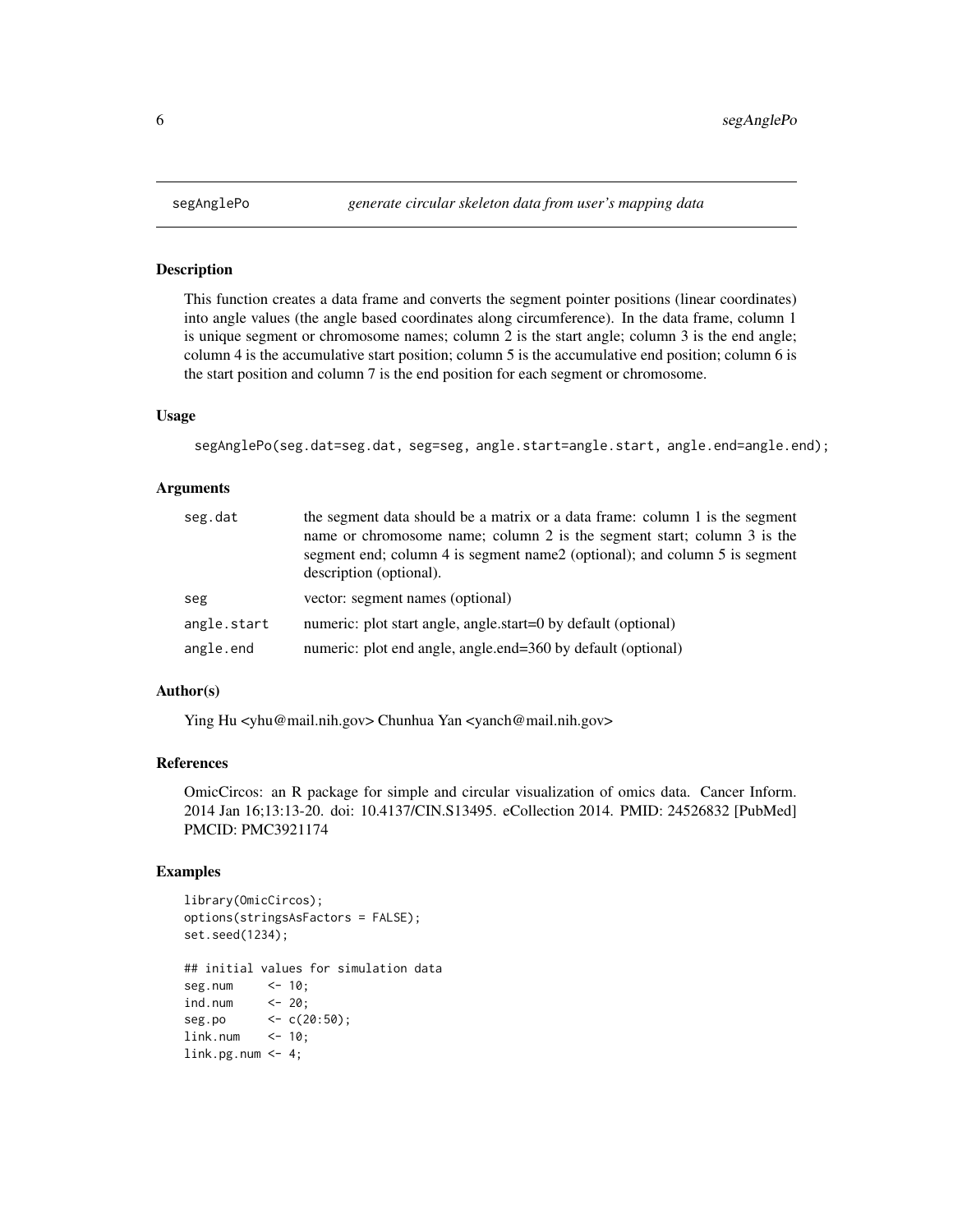## segAnglePo *generate circular skeleton data from user's mapping data*

### Description

This function creates a data frame and converts the segment pointer positions (linear coordinates) into angle values (the angle based coordinates along circumference). In the data frame, column 1 is unique segment or chromosome names; column 2 is the start angle; column 3 is the end angle; column 4 is the accumulative start position; column 5 is the accumulative end position; column 6 is the start position and column 7 is the end position for each segment or chromosome.

### Usage

```
segAnglePo(seg.dat=seg.dat, seg=seg, angle.start=angle.start, angle.end=angle.end);
```

### Arguments

| | |
|---|---|
| seg.dat | the segment data should be a matrix or a data frame: column 1 is the segment name or chromosome name; column 2 is the segment start; column 3 is the segment end; column 4 is segment name2 (optional); and column 5 is segment description (optional). |
| seg | vector: segment names (optional) |
| angle.start | numeric: plot start angle, angle.start=0 by default (optional) |
| angle.end | numeric: plot end angle, angle.end=360 by default (optional) |

### Author(s)

Ying Hu <yhu@mail.nih.gov> Chunhua Yan <yanch@mail.nih.gov>

### References

OmicCircos: an R package for simple and circular visualization of omics data. Cancer Inform. 2014 Jan 16;13:13-20. doi: 10.4137/CIN.S13495. eCollection 2014. PMID: 24526832 [PubMed] PMCID: PMC3921174

### Examples

```
library(OmicCircos);
options(stringsAsFactors = FALSE);
set.seed(1234);

## initial values for simulation data
seg.num     <- 10;
ind.num     <- 20;
seg.po      <- c(20:50);
link.num    <- 10;
link.pg.num <- 4;
```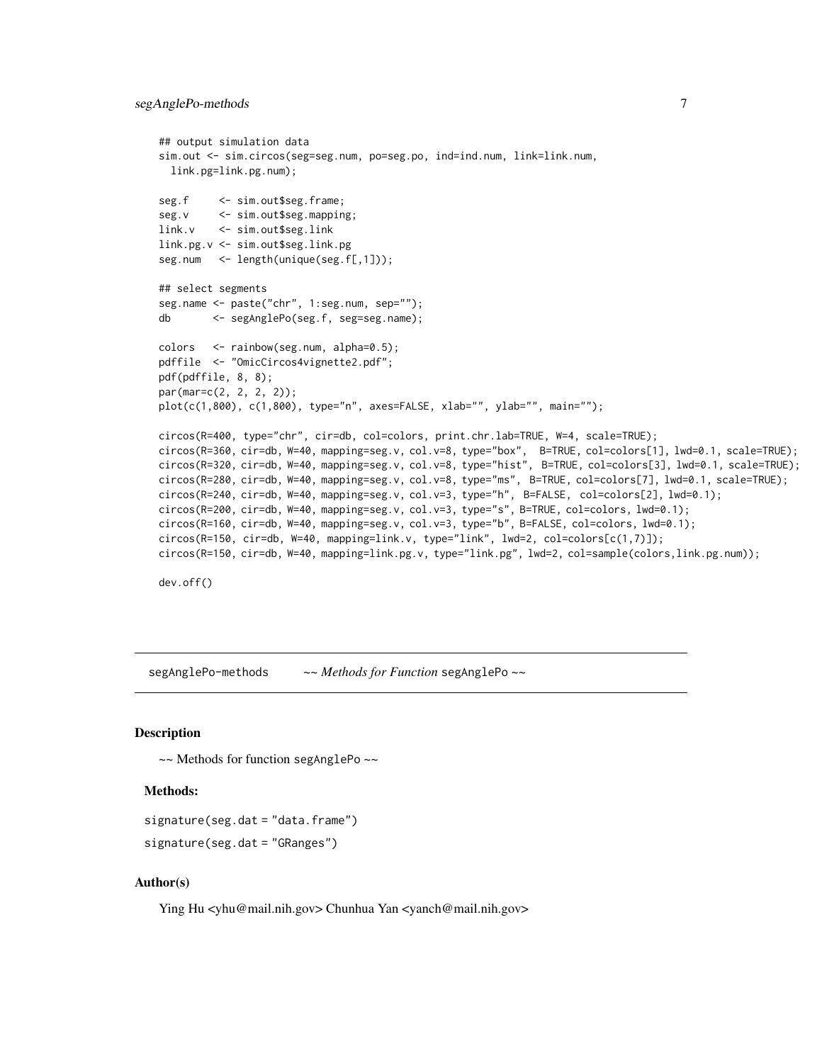```
## output simulation data
sim.out <- sim.circos(seg=seg.num, po=seg.po, ind=ind.num, link=link.num,
  link.pg=link.pg.num);

seg.f     <- sim.out$seg.frame;
seg.v     <- sim.out$seg.mapping;
link.v    <- sim.out$seg.link
link.pg.v <- sim.out$seg.link.pg
seg.num   <- length(unique(seg.f[,1]));

## select segments
seg.name <- paste("chr", 1:seg.num, sep="");
db       <- segAnglePo(seg.f, seg=seg.name);

colors   <- rainbow(seg.num, alpha=0.5);
pdffile  <- "OmicCircos4vignette2.pdf";
pdf(pdffile, 8, 8);
par(mar=c(2, 2, 2, 2));
plot(c(1,800), c(1,800), type="n", axes=FALSE, xlab="", ylab="", main="");

circos(R=400, type="chr", cir=db, col=colors, print.chr.lab=TRUE, W=4, scale=TRUE);
circos(R=360, cir=db, W=40, mapping=seg.v, col.v=8, type="box",  B=TRUE, col=colors[1], lwd=0.1, scale=TRUE);
circos(R=320, cir=db, W=40, mapping=seg.v, col.v=8, type="hist", B=TRUE, col=colors[3], lwd=0.1, scale=TRUE);
circos(R=280, cir=db, W=40, mapping=seg.v, col.v=8, type="ms",  B=TRUE, col=colors[7], lwd=0.1, scale=TRUE);
circos(R=240, cir=db, W=40, mapping=seg.v, col.v=3, type="h",  B=FALSE,  col=colors[2], lwd=0.1);
circos(R=200, cir=db, W=40, mapping=seg.v, col.v=3, type="s", B=TRUE, col=colors, lwd=0.1);
circos(R=160, cir=db, W=40, mapping=seg.v, col.v=3, type="b", B=FALSE, col=colors, lwd=0.1);
circos(R=150, cir=db, W=40, mapping=link.v, type="link", lwd=2, col=colors[c(1,7)]);
circos(R=150, cir=db, W=40, mapping=link.pg.v, type="link.pg", lwd=2, col=sample(colors,link.pg.num));

dev.off()
```

---

segAnglePo-methods    *~~ Methods for Function* segAnglePo *~~*

---

## Description

~~ Methods for function segAnglePo ~~

### Methods:

signature(seg.dat = "data.frame")

signature(seg.dat = "GRanges")

## Author(s)

Ying Hu <yhu@mail.nih.gov> Chunhua Yan <yanch@mail.nih.gov>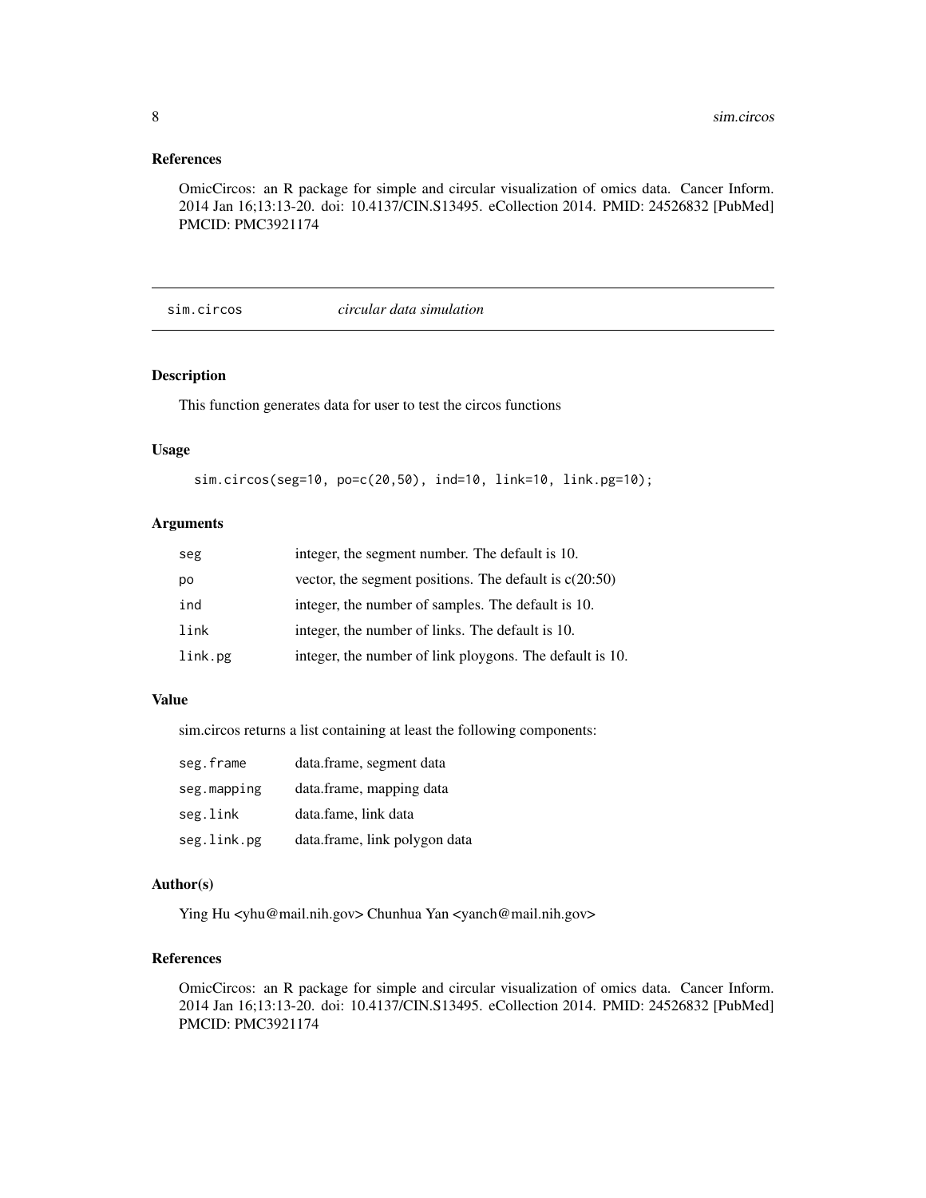## References

OmicCircos: an R package for simple and circular visualization of omics data. Cancer Inform. 2014 Jan 16;13:13-20. doi: 10.4137/CIN.S13495. eCollection 2014. PMID: 24526832 [PubMed] PMCID: PMC3921174

---

# sim.circos *circular data simulation*

---

## Description

This function generates data for user to test the circos functions

## Usage

```
sim.circos(seg=10, po=c(20,50), ind=10, link=10, link.pg=10);
```

## Arguments

| | |
|---|---|
| `seg` | integer, the segment number. The default is 10. |
| `po` | vector, the segment positions. The default is c(20:50) |
| `ind` | integer, the number of samples. The default is 10. |
| `link` | integer, the number of links. The default is 10. |
| `link.pg` | integer, the number of link ploygons. The default is 10. |

## Value

sim.circos returns a list containing at least the following components:

| | |
|---|---|
| `seg.frame` | data.frame, segment data |
| `seg.mapping` | data.frame, mapping data |
| `seg.link` | data.fame, link data |
| `seg.link.pg` | data.frame, link polygon data |

## Author(s)

Ying Hu <yhu@mail.nih.gov> Chunhua Yan <yanch@mail.nih.gov>

## References

OmicCircos: an R package for simple and circular visualization of omics data. Cancer Inform. 2014 Jan 16;13:13-20. doi: 10.4137/CIN.S13495. eCollection 2014. PMID: 24526832 [PubMed] PMCID: PMC3921174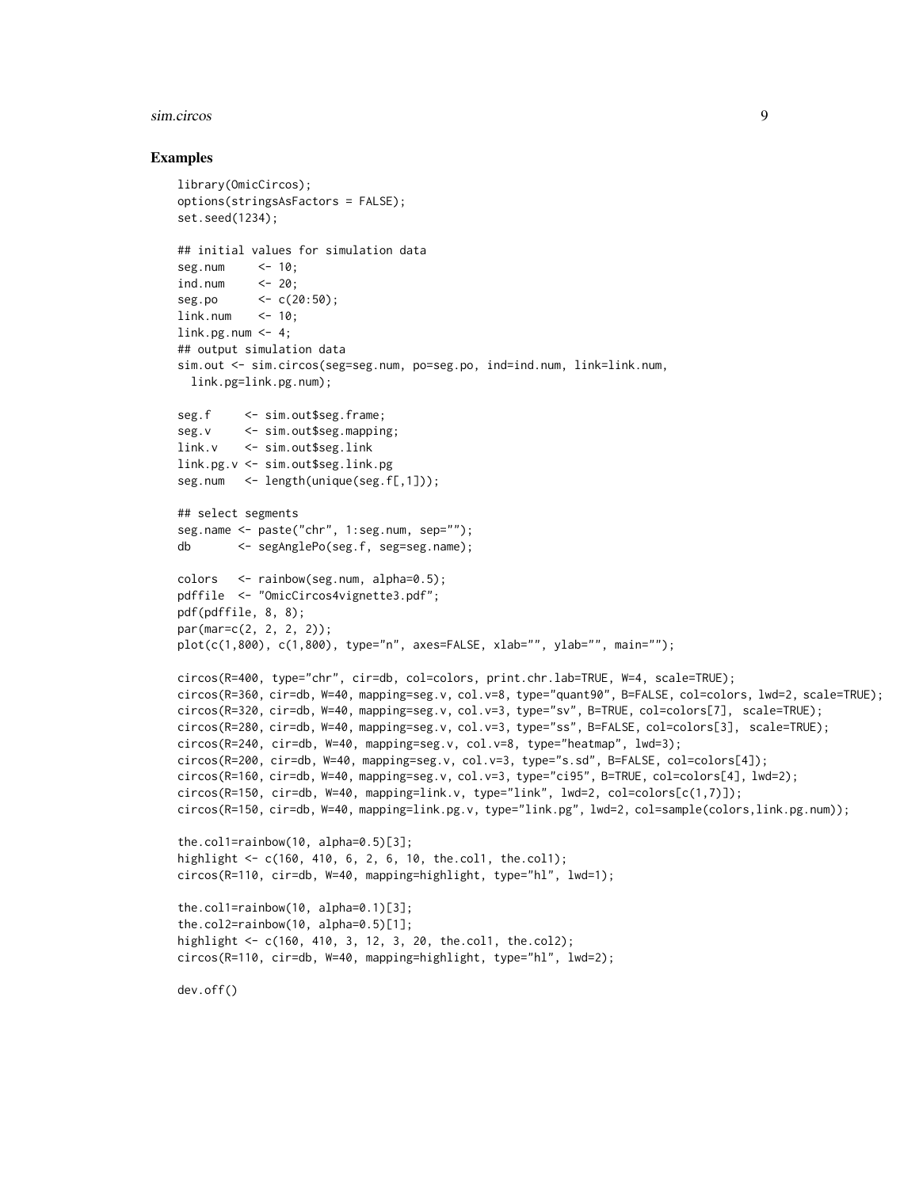## Examples

```
library(OmicCircos);
options(stringsAsFactors = FALSE);
set.seed(1234);

## initial values for simulation data
seg.num     <- 10;
ind.num     <- 20;
seg.po      <- c(20:50);
link.num    <- 10;
link.pg.num <- 4;
## output simulation data
sim.out <- sim.circos(seg=seg.num, po=seg.po, ind=ind.num, link=link.num,
  link.pg=link.pg.num);

seg.f     <- sim.out$seg.frame;
seg.v     <- sim.out$seg.mapping;
link.v    <- sim.out$seg.link
link.pg.v <- sim.out$seg.link.pg
seg.num   <- length(unique(seg.f[,1]));

## select segments
seg.name <- paste("chr", 1:seg.num, sep="");
db       <- segAnglePo(seg.f, seg=seg.name);

colors   <- rainbow(seg.num, alpha=0.5);
pdffile  <- "OmicCircos4vignette3.pdf";
pdf(pdffile, 8, 8);
par(mar=c(2, 2, 2, 2));
plot(c(1,800), c(1,800), type="n", axes=FALSE, xlab="", ylab="", main="");

circos(R=400, type="chr", cir=db, col=colors, print.chr.lab=TRUE, W=4, scale=TRUE);
circos(R=360, cir=db, W=40, mapping=seg.v, col.v=8, type="quant90", B=FALSE, col=colors, lwd=2, scale=TRUE);
circos(R=320, cir=db, W=40, mapping=seg.v, col.v=3, type="sv", B=TRUE, col=colors[7], scale=TRUE);
circos(R=280, cir=db, W=40, mapping=seg.v, col.v=3, type="ss", B=FALSE, col=colors[3], scale=TRUE);
circos(R=240, cir=db, W=40, mapping=seg.v, col.v=8, type="heatmap", lwd=3);
circos(R=200, cir=db, W=40, mapping=seg.v, col.v=3, type="s.sd", B=FALSE, col=colors[4]);
circos(R=160, cir=db, W=40, mapping=seg.v, col.v=3, type="ci95", B=TRUE, col=colors[4], lwd=2);
circos(R=150, cir=db, W=40, mapping=link.v, type="link", lwd=2, col=colors[c(1,7)]);
circos(R=150, cir=db, W=40, mapping=link.pg.v, type="link.pg", lwd=2, col=sample(colors,link.pg.num));

the.col1=rainbow(10, alpha=0.5)[3];
highlight <- c(160, 410, 6, 2, 6, 10, the.col1, the.col1);
circos(R=110, cir=db, W=40, mapping=highlight, type="hl", lwd=1);

the.col1=rainbow(10, alpha=0.1)[3];
the.col2=rainbow(10, alpha=0.5)[1];
highlight <- c(160, 410, 3, 12, 3, 20, the.col1, the.col2);
circos(R=110, cir=db, W=40, mapping=highlight, type="hl", lwd=2);

dev.off()
```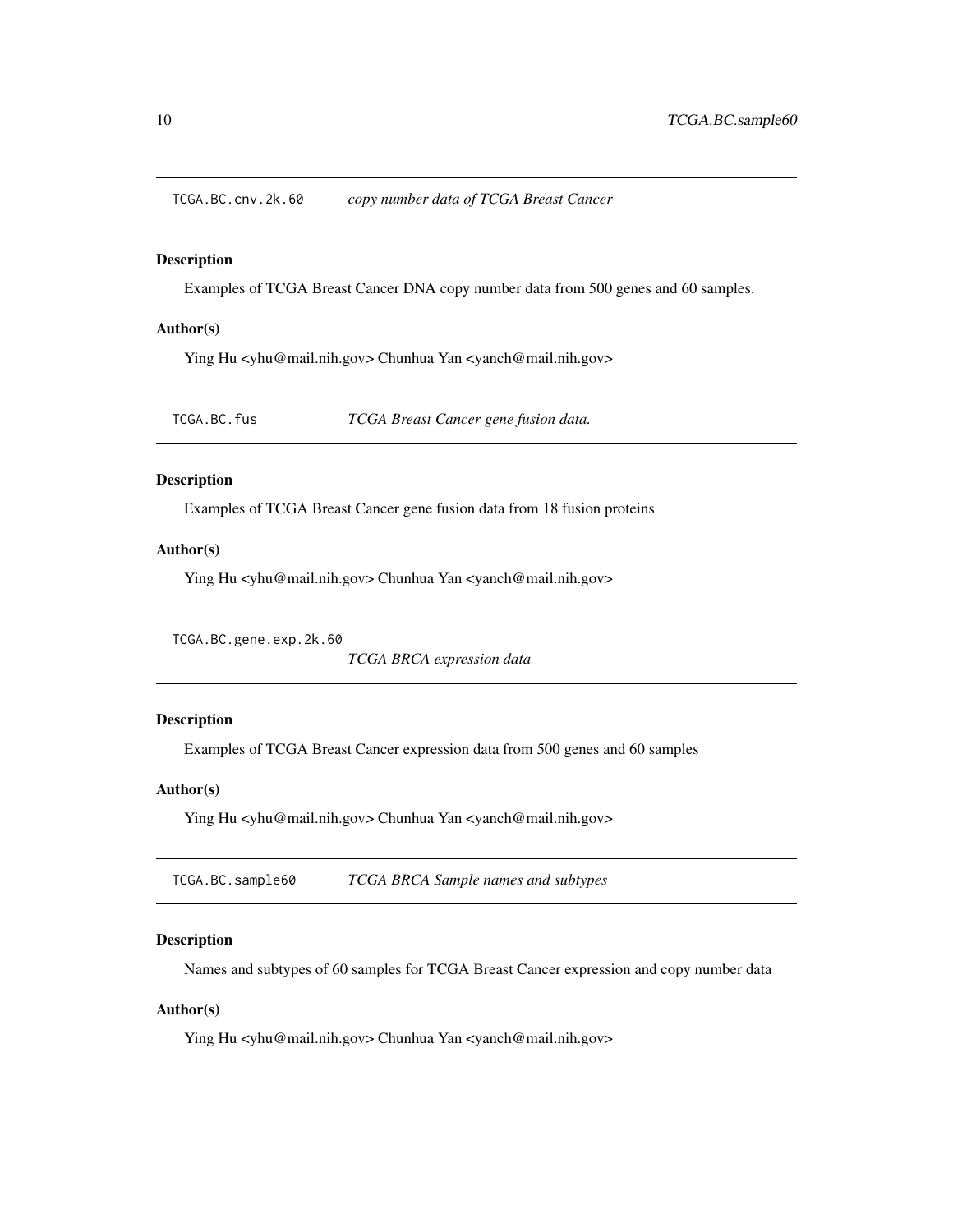## TCGA.BC.cnv.2k.60 — *copy number data of TCGA Breast Cancer*

### Description

Examples of TCGA Breast Cancer DNA copy number data from 500 genes and 60 samples.

### Author(s)

Ying Hu <yhu@mail.nih.gov> Chunhua Yan <yanch@mail.nih.gov>

## TCGA.BC.fus — *TCGA Breast Cancer gene fusion data.*

### Description

Examples of TCGA Breast Cancer gene fusion data from 18 fusion proteins

### Author(s)

Ying Hu <yhu@mail.nih.gov> Chunhua Yan <yanch@mail.nih.gov>

## TCGA.BC.gene.exp.2k.60 — *TCGA BRCA expression data*

### Description

Examples of TCGA Breast Cancer expression data from 500 genes and 60 samples

### Author(s)

Ying Hu <yhu@mail.nih.gov> Chunhua Yan <yanch@mail.nih.gov>

## TCGA.BC.sample60 — *TCGA BRCA Sample names and subtypes*

### Description

Names and subtypes of 60 samples for TCGA Breast Cancer expression and copy number data

### Author(s)

Ying Hu <yhu@mail.nih.gov> Chunhua Yan <yanch@mail.nih.gov>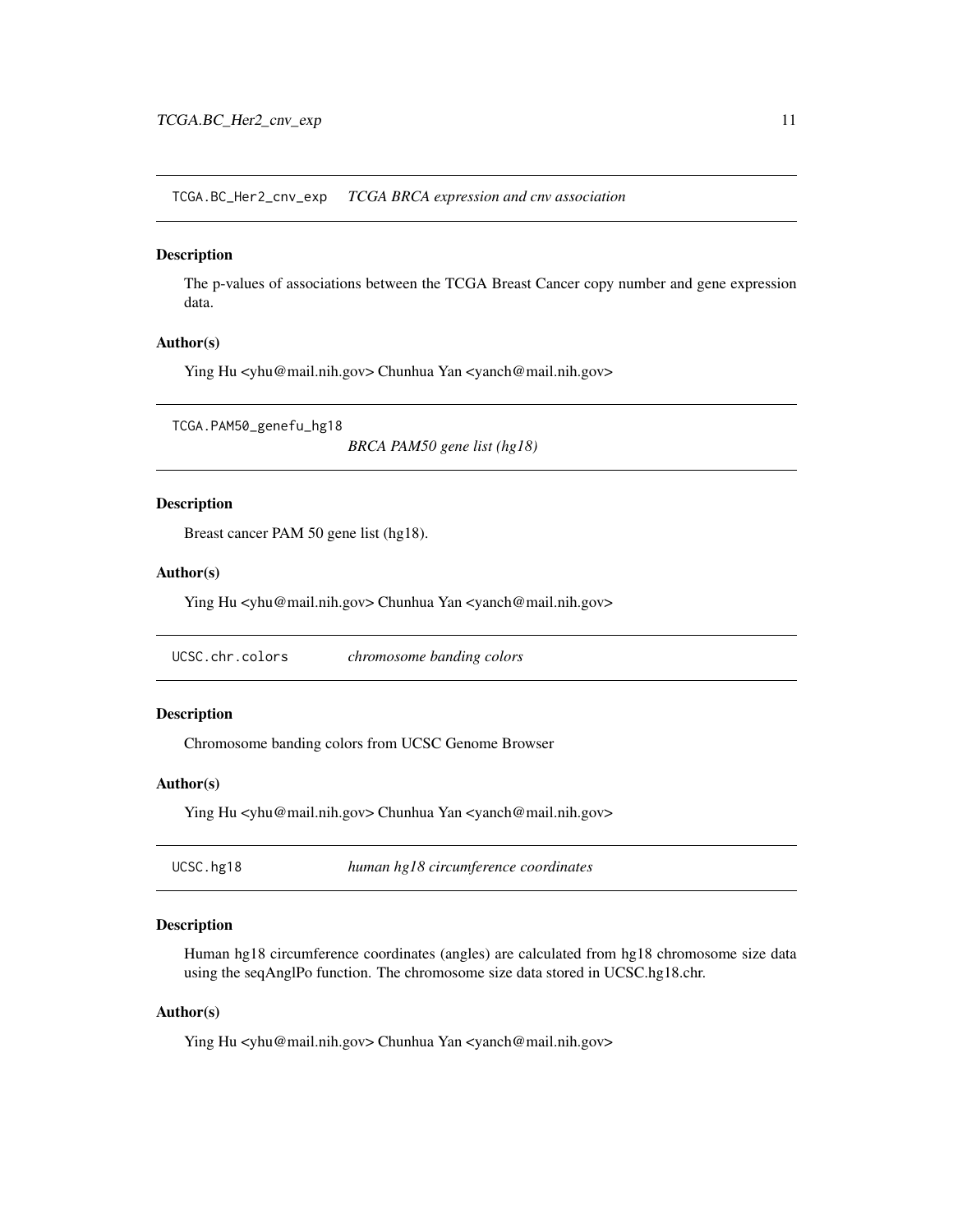## TCGA.BC_Her2_cnv_exp *TCGA BRCA expression and cnv association*

### Description

The p-values of associations between the TCGA Breast Cancer copy number and gene expression data.

### Author(s)

Ying Hu <yhu@mail.nih.gov> Chunhua Yan <yanch@mail.nih.gov>

## TCGA.PAM50_genefu_hg18 *BRCA PAM50 gene list (hg18)*

### Description

Breast cancer PAM 50 gene list (hg18).

### Author(s)

Ying Hu <yhu@mail.nih.gov> Chunhua Yan <yanch@mail.nih.gov>

## UCSC.chr.colors *chromosome banding colors*

### Description

Chromosome banding colors from UCSC Genome Browser

### Author(s)

Ying Hu <yhu@mail.nih.gov> Chunhua Yan <yanch@mail.nih.gov>

## UCSC.hg18 *human hg18 circumference coordinates*

### Description

Human hg18 circumference coordinates (angles) are calculated from hg18 chromosome size data using the seqAnglPo function. The chromosome size data stored in UCSC.hg18.chr.

### Author(s)

Ying Hu <yhu@mail.nih.gov> Chunhua Yan <yanch@mail.nih.gov>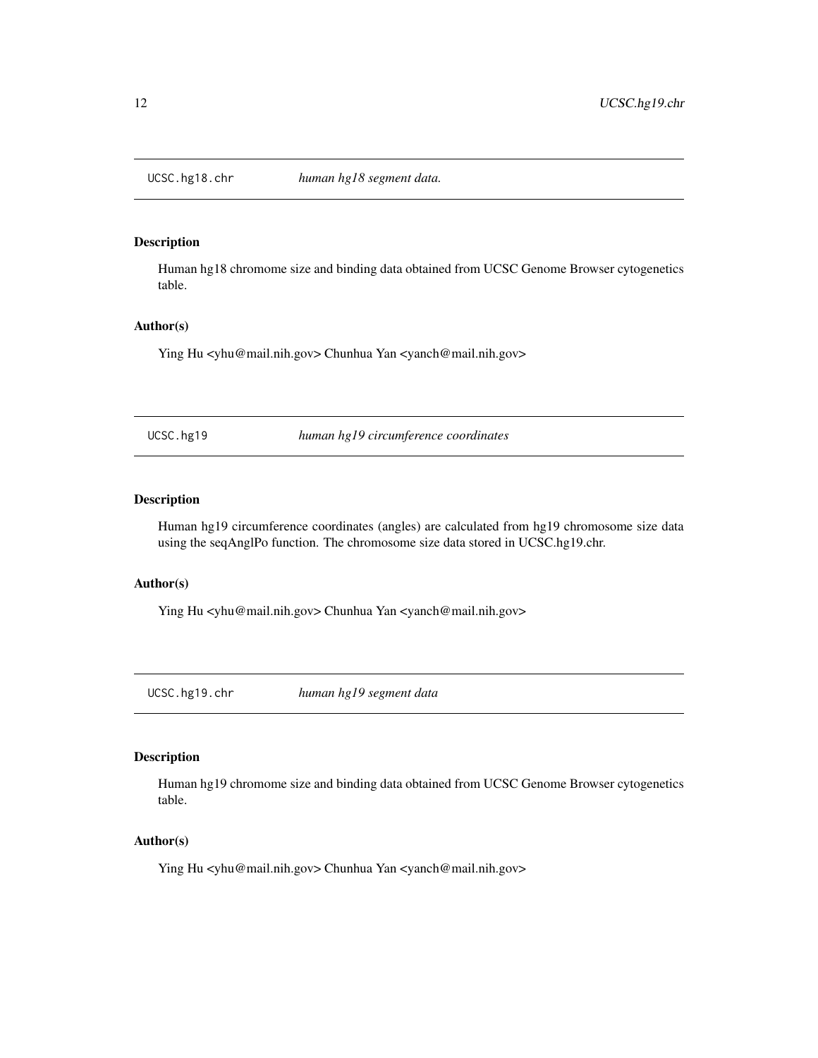## UCSC.hg18.chr — *human hg18 segment data.*

### Description

Human hg18 chromome size and binding data obtained from UCSC Genome Browser cytogenetics table.

### Author(s)

Ying Hu <yhu@mail.nih.gov> Chunhua Yan <yanch@mail.nih.gov>

## UCSC.hg19 — *human hg19 circumference coordinates*

### Description

Human hg19 circumference coordinates (angles) are calculated from hg19 chromosome size data using the seqAnglPo function. The chromosome size data stored in UCSC.hg19.chr.

### Author(s)

Ying Hu <yhu@mail.nih.gov> Chunhua Yan <yanch@mail.nih.gov>

## UCSC.hg19.chr — *human hg19 segment data*

### Description

Human hg19 chromome size and binding data obtained from UCSC Genome Browser cytogenetics table.

### Author(s)

Ying Hu <yhu@mail.nih.gov> Chunhua Yan <yanch@mail.nih.gov>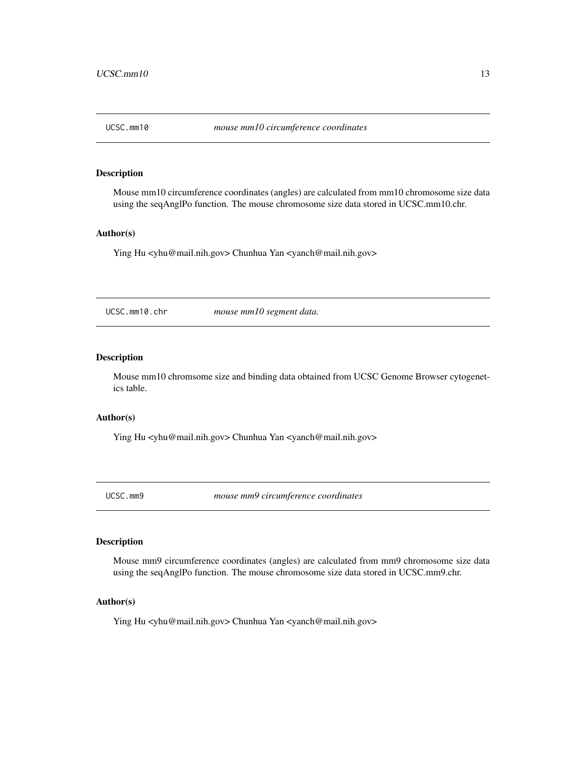## UCSC.mm10 — *mouse mm10 circumference coordinates*

### Description

Mouse mm10 circumference coordinates (angles) are calculated from mm10 chromosome size data using the seqAnglPo function. The mouse chromosome size data stored in UCSC.mm10.chr.

### Author(s)

Ying Hu <yhu@mail.nih.gov> Chunhua Yan <yanch@mail.nih.gov>

## UCSC.mm10.chr — *mouse mm10 segment data.*

### Description

Mouse mm10 chromsome size and binding data obtained from UCSC Genome Browser cytogenetics table.

### Author(s)

Ying Hu <yhu@mail.nih.gov> Chunhua Yan <yanch@mail.nih.gov>

## UCSC.mm9 — *mouse mm9 circumference coordinates*

### Description

Mouse mm9 circumference coordinates (angles) are calculated from mm9 chromosome size data using the seqAnglPo function. The mouse chromosome size data stored in UCSC.mm9.chr.

### Author(s)

Ying Hu <yhu@mail.nih.gov> Chunhua Yan <yanch@mail.nih.gov>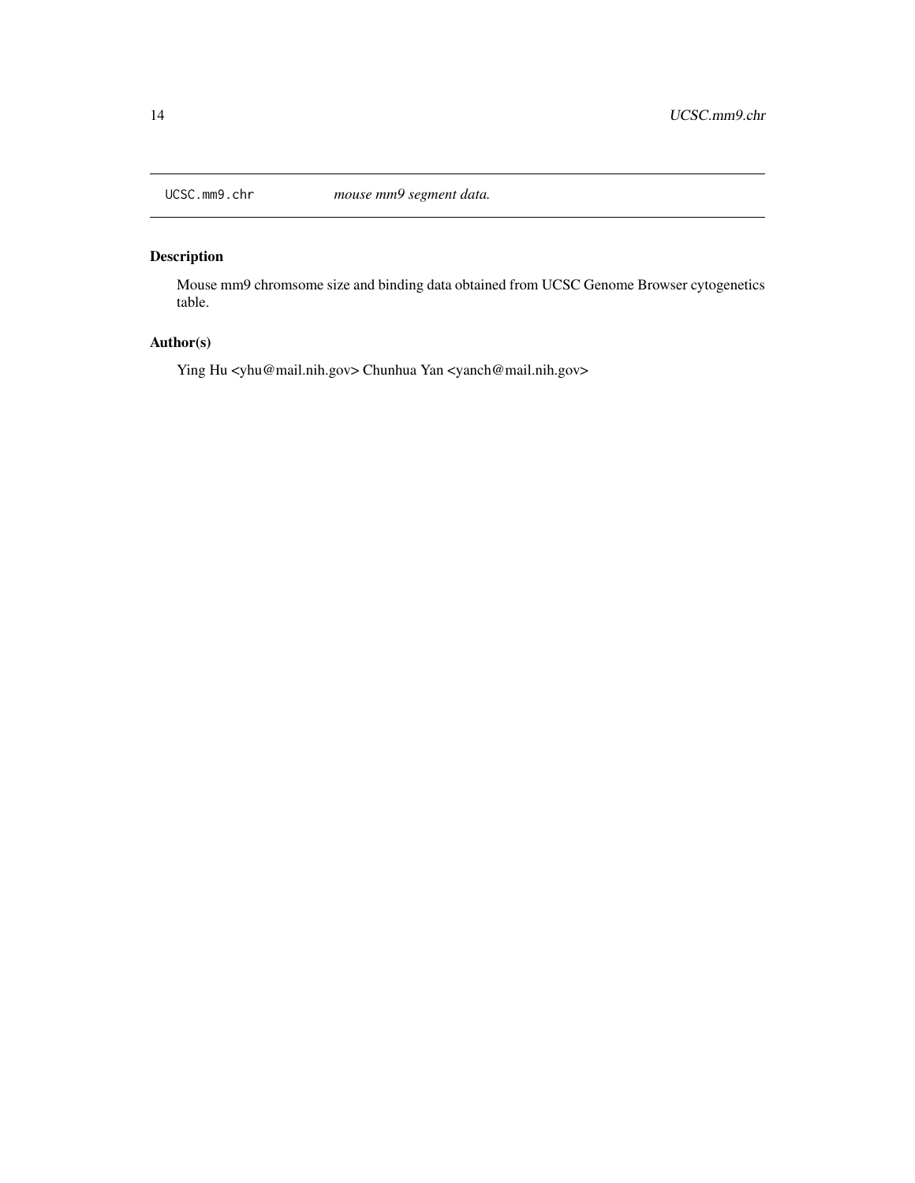UCSC.mm9.chr *mouse mm9 segment data.*

## Description

Mouse mm9 chromsome size and binding data obtained from UCSC Genome Browser cytogenetics table.

## Author(s)

Ying Hu <yhu@mail.nih.gov> Chunhua Yan <yanch@mail.nih.gov>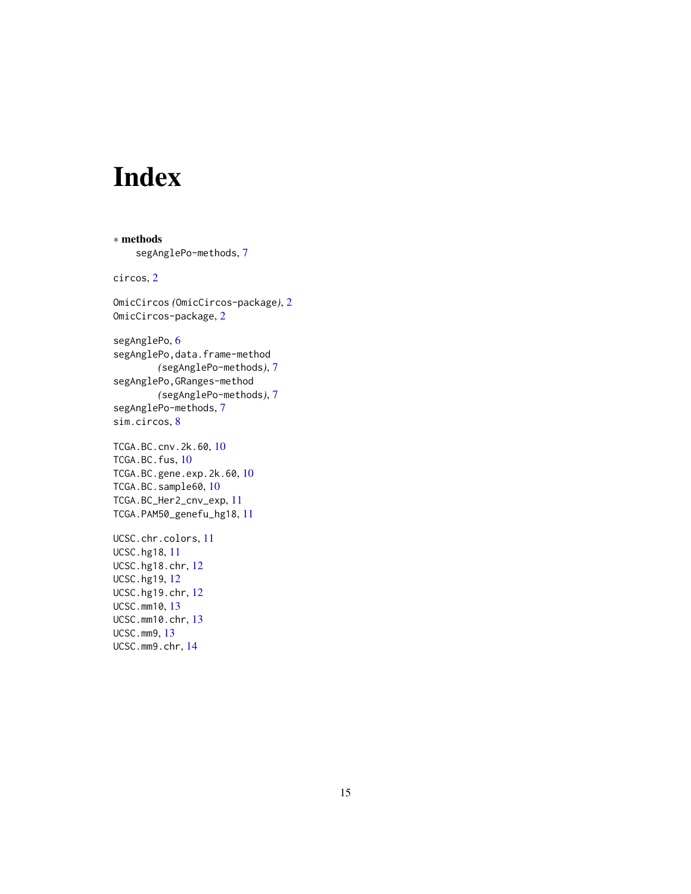# Index

∗ **methods**

segAnglePo-methods, 7

circos, 2

OmicCircos (OmicCircos-package), 2
OmicCircos-package, 2

segAnglePo, 6
segAnglePo,data.frame-method
(segAnglePo-methods), 7
segAnglePo,GRanges-method
(segAnglePo-methods), 7
segAnglePo-methods, 7
sim.circos, 8

TCGA.BC.cnv.2k.60, 10
TCGA.BC.fus, 10
TCGA.BC.gene.exp.2k.60, 10
TCGA.BC.sample60, 10
TCGA.BC_Her2_cnv_exp, 11
TCGA.PAM50_genefu_hg18, 11

UCSC.chr.colors, 11
UCSC.hg18, 11
UCSC.hg18.chr, 12
UCSC.hg19, 12
UCSC.hg19.chr, 12
UCSC.mm10, 13
UCSC.mm10.chr, 13
UCSC.mm9, 13
UCSC.mm9.chr, 14